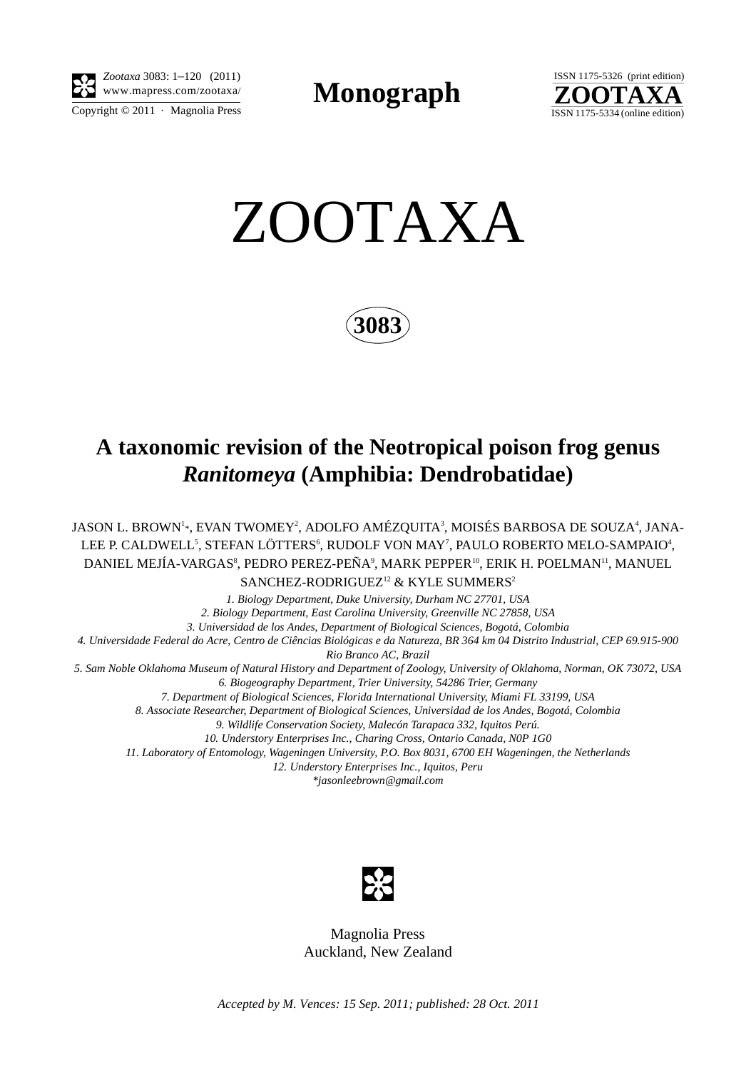Monograph

# ZOOTAXA

**3083**

## A taxonomic revision of the Neotropical poison frog genus *Ranitomeya* (Amphibia: Dendrobatidae)

JASON L. BROWN[1*], EVAN TWOMEY[2], ADOLFO AMÉZQUITA[3], MOISÉS BARBOSA DE SOUZA[4], JANA-LEE P. CALDWELL[5], STEFAN LÖTTERS[6], RUDOLF VON MAY[7], PAULO ROBERTO MELO-SAMPAIO[4], DANIEL MEJÍA-VARGAS[8], PEDRO PEREZ-PEÑA[9], MARK PEPPER[10], ERIK H. POELMAN[11], MANUEL SANCHEZ-RODRIGUEZ[12] & KYLE SUMMERS[2]

*1. Biology Department, Duke University, Durham NC 27701, USA*
*2. Biology Department, East Carolina University, Greenville NC 27858, USA*
*3. Universidad de los Andes, Department of Biological Sciences, Bogotá, Colombia*
*4. Universidade Federal do Acre, Centro de Ciências Biológicas e da Natureza, BR 364 km 04 Distrito Industrial, CEP 69.915-900 Rio Branco AC, Brazil*
*5. Sam Noble Oklahoma Museum of Natural History and Department of Zoology, University of Oklahoma, Norman, OK 73072, USA*
*6. Biogeography Department, Trier University, 54286 Trier, Germany*
*7. Department of Biological Sciences, Florida International University, Miami FL 33199, USA*
*8. Associate Researcher, Department of Biological Sciences, Universidad de los Andes, Bogotá, Colombia*
*9. Wildlife Conservation Society, Malecón Tarapaca 332, Iquitos Perú.*
*10. Understory Enterprises Inc., Charing Cross, Ontario Canada, N0P 1G0*
*11. Laboratory of Entomology, Wageningen University, P.O. Box 8031, 6700 EH Wageningen, the Netherlands*
*12. Understory Enterprises Inc., Iquitos, Peru*
*\*jasonleebrown@gmail.com*

Magnolia Press
Auckland, New Zealand

*Accepted by M. Vences: 15 Sep. 2011; published: 28 Oct. 2011*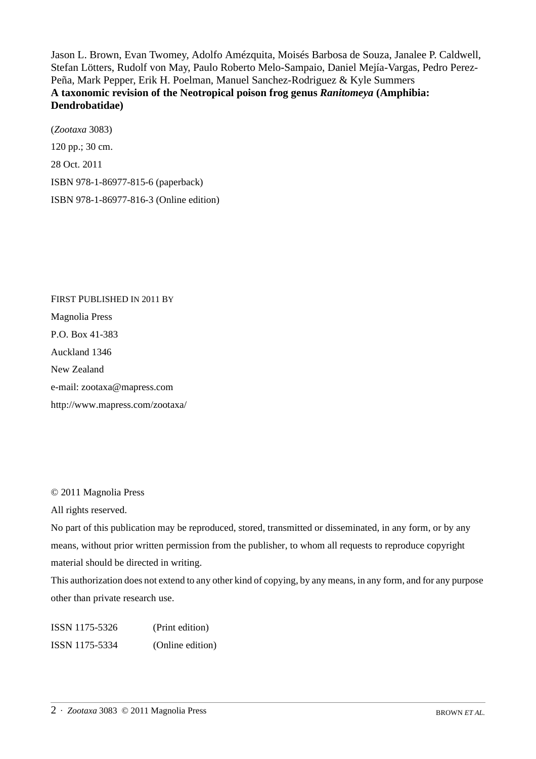Jason L. Brown, Evan Twomey, Adolfo Amézquita, Moisés Barbosa de Souza, Janalee P. Caldwell, Stefan Lötters, Rudolf von May, Paulo Roberto Melo-Sampaio, Daniel Mejía-Vargas, Pedro Perez-Peña, Mark Pepper, Erik H. Poelman, Manuel Sanchez-Rodriguez & Kyle Summers
**A taxonomic revision of the Neotropical poison frog genus *Ranitomeya* (Amphibia: Dendrobatidae)**

(*Zootaxa* 3083)

120 pp.; 30 cm.

28 Oct. 2011

ISBN 978-1-86977-815-6 (paperback)

ISBN 978-1-86977-816-3 (Online edition)

FIRST PUBLISHED IN 2011 BY

Magnolia Press

P.O. Box 41-383

Auckland 1346

New Zealand

e-mail: zootaxa@mapress.com

http://www.mapress.com/zootaxa/

© 2011 Magnolia Press

All rights reserved.

No part of this publication may be reproduced, stored, transmitted or disseminated, in any form, or by any means, without prior written permission from the publisher, to whom all requests to reproduce copyright material should be directed in writing.

This authorization does not extend to any other kind of copying, by any means, in any form, and for any purpose other than private research use.

ISSN 1175-5326 (Print edition)

ISSN 1175-5334 (Online edition)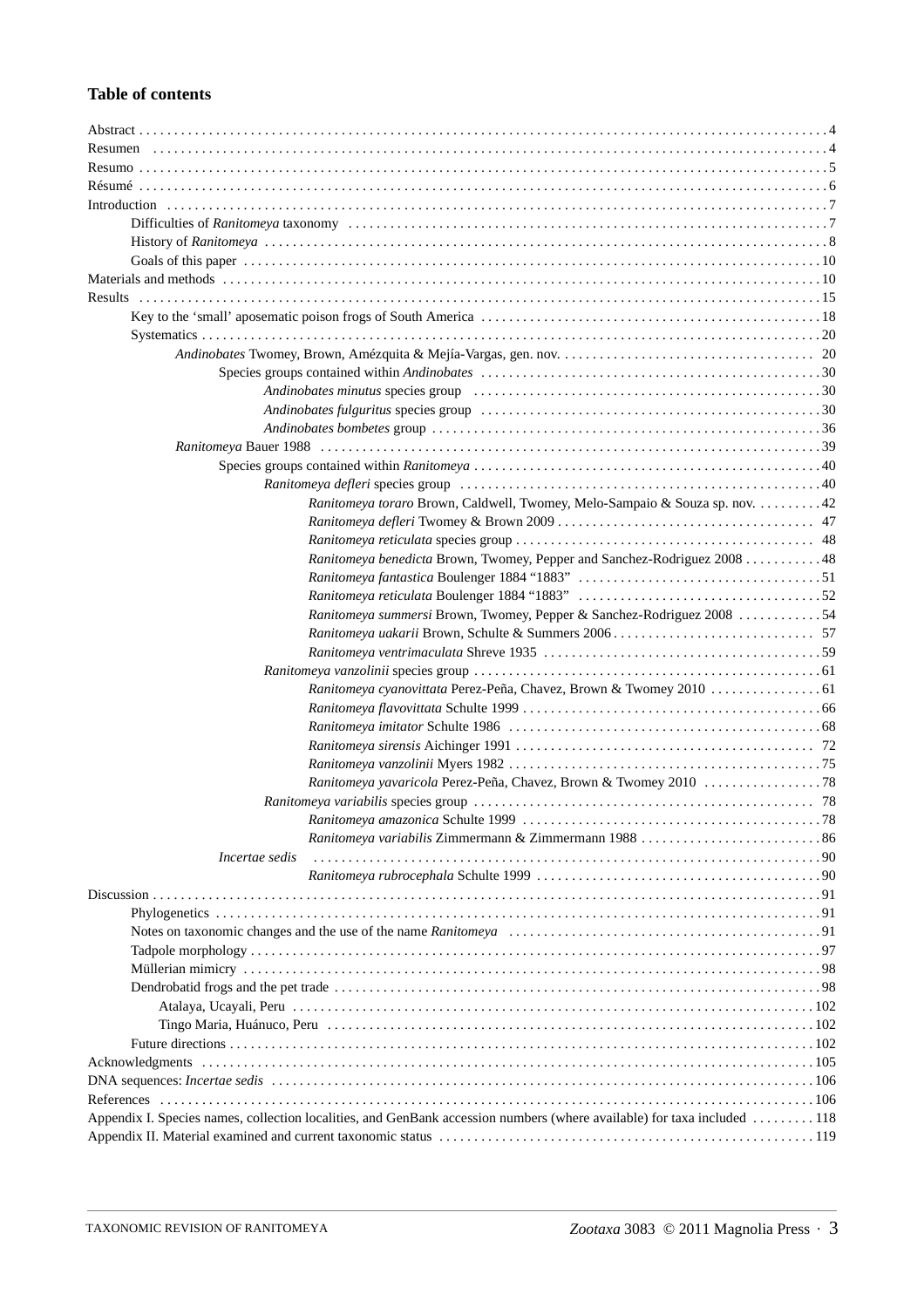## Table of contents

- Abstract . . . 4
- Resumen . . . 4
- Resumo . . . 5
- Résumé . . . 6
- Introduction . . . 7
  - Difficulties of *Ranitomeya* taxonomy . . . 7
  - History of *Ranitomeya* . . . 8
  - Goals of this paper . . . 10
- Materials and methods . . . 10
- Results . . . 15
  - Key to the 'small' aposematic poison frogs of South America . . . 18
  - Systematics . . . 20
    - *Andinobates* Twomey, Brown, Amézquita & Mejía-Vargas, gen. nov. . . . 20
      - Species groups contained within *Andinobates* . . . 30
        - *Andinobates minutus* species group . . . 30
        - *Andinobates fulguritus* species group . . . 30
        - *Andinobates bombetes* group . . . 36
    - *Ranitomeya* Bauer 1988 . . . 39
      - Species groups contained within *Ranitomeya* . . . 40
        - *Ranitomeya defleri* species group . . . 40
          - *Ranitomeya toraro* Brown, Caldwell, Twomey, Melo-Sampaio & Souza sp. nov. . . . 42
          - *Ranitomeya defleri* Twomey & Brown 2009 . . . 47
          - *Ranitomeya reticulata* species group . . . 48
          - *Ranitomeya benedicta* Brown, Twomey, Pepper and Sanchez-Rodriguez 2008 . . . 48
          - *Ranitomeya fantastica* Boulenger 1884 "1883" . . . 51
          - *Ranitomeya reticulata* Boulenger 1884 "1883" . . . 52
          - *Ranitomeya summersi* Brown, Twomey, Pepper & Sanchez-Rodriguez 2008 . . . 54
          - *Ranitomeya uakarii* Brown, Schulte & Summers 2006 . . . 57
          - *Ranitomeya ventrimaculata* Shreve 1935 . . . 59
        - *Ranitomeya vanzolinii* species group . . . 61
          - *Ranitomeya cyanovittata* Perez-Peña, Chavez, Brown & Twomey 2010 . . . 61
          - *Ranitomeya flavovittata* Schulte 1999 . . . 66
          - *Ranitomeya imitator* Schulte 1986 . . . 68
          - *Ranitomeya sirensis* Aichinger 1991 . . . 72
          - *Ranitomeya vanzolinii* Myers 1982 . . . 75
          - *Ranitomeya yavaricola* Perez-Peña, Chavez, Brown & Twomey 2010 . . . 78
        - *Ranitomeya variabilis* species group . . . 78
          - *Ranitomeya amazonica* Schulte 1999 . . . 78
          - *Ranitomeya variabilis* Zimmermann & Zimmermann 1988 . . . 86
      - *Incertae sedis* . . . 90
          - *Ranitomeya rubrocephala* Schulte 1999 . . . 90
- Discussion . . . 91
  - Phylogenetics . . . 91
  - Notes on taxonomic changes and the use of the name *Ranitomeya* . . . 91
  - Tadpole morphology . . . 97
  - Müllerian mimicry . . . 98
  - Dendrobatid frogs and the pet trade . . . 98
    - Atalaya, Ucayali, Peru . . . 102
    - Tingo Maria, Huánuco, Peru . . . 102
  - Future directions . . . 102
- Acknowledgments . . . 105
- DNA sequences: *Incertae sedis* . . . 106
- References . . . 106
- Appendix I. Species names, collection localities, and GenBank accession numbers (where available) for taxa included . . . 118
- Appendix II. Material examined and current taxonomic status . . . 119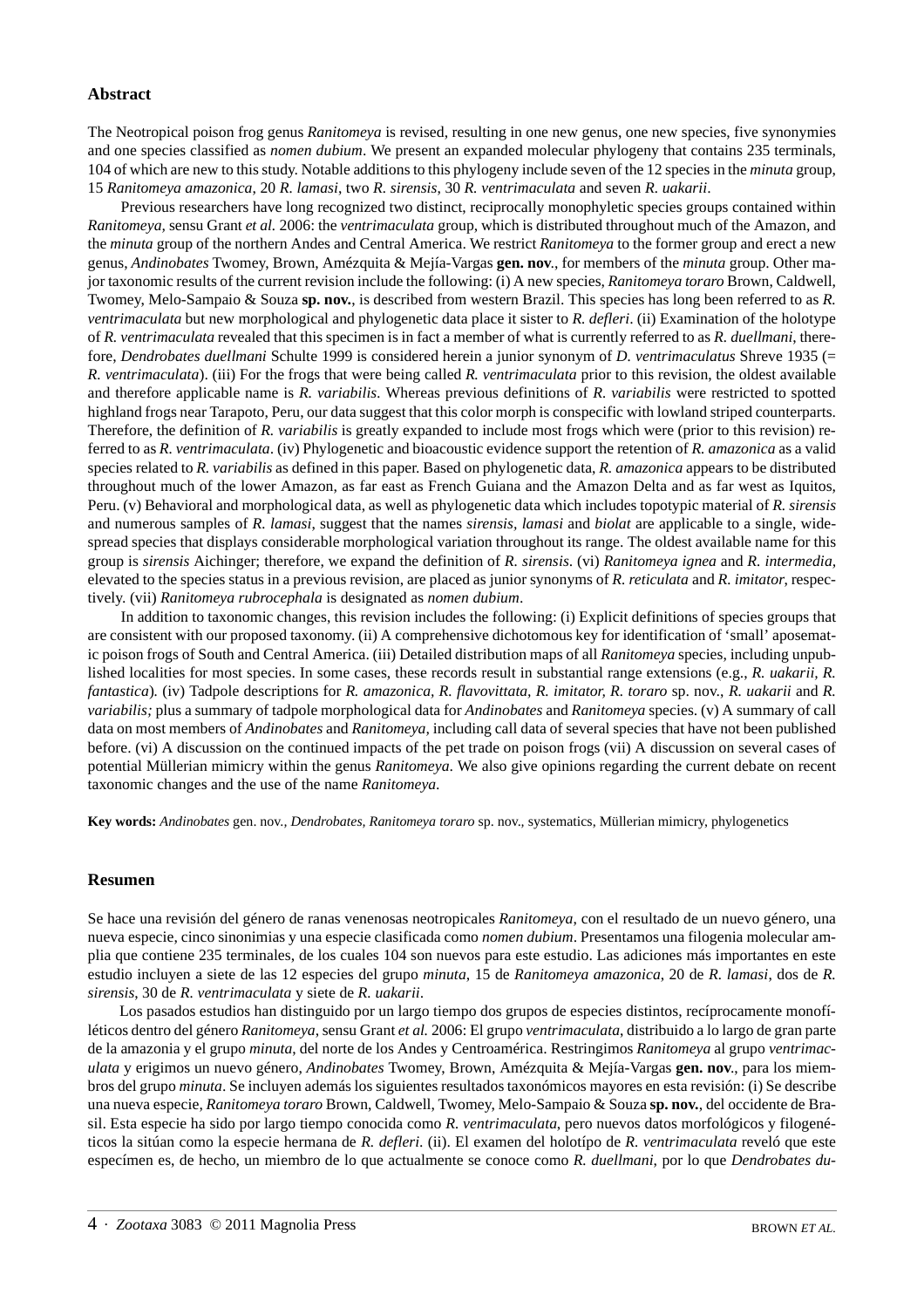## Abstract

The Neotropical poison frog genus *Ranitomeya* is revised, resulting in one new genus, one new species, five synonymies and one species classified as *nomen dubium*. We present an expanded molecular phylogeny that contains 235 terminals, 104 of which are new to this study. Notable additions to this phylogeny include seven of the 12 species in the *minuta* group, 15 *Ranitomeya amazonica*, 20 *R. lamasi*, two *R. sirensis*, 30 *R. ventrimaculata* and seven *R. uakarii*.

Previous researchers have long recognized two distinct, reciprocally monophyletic species groups contained within *Ranitomeya,* sensu Grant *et al.* 2006: the *ventrimaculata* group, which is distributed throughout much of the Amazon, and the *minuta* group of the northern Andes and Central America. We restrict *Ranitomeya* to the former group and erect a new genus, *Andinobates* Twomey, Brown, Amézquita & Mejía-Vargas **gen. nov**., for members of the *minuta* group. Other major taxonomic results of the current revision include the following: (i) A new species, *Ranitomeya toraro* Brown, Caldwell, Twomey, Melo-Sampaio & Souza **sp. nov.**, is described from western Brazil. This species has long been referred to as *R. ventrimaculata* but new morphological and phylogenetic data place it sister to *R. defleri*. (ii) Examination of the holotype of *R. ventrimaculata* revealed that this specimen is in fact a member of what is currently referred to as *R. duellmani*, therefore, *Dendrobates duellmani* Schulte 1999 is considered herein a junior synonym of *D. ventrimaculatus* Shreve 1935 (= *R. ventrimaculata*). (iii) For the frogs that were being called *R. ventrimaculata* prior to this revision, the oldest available and therefore applicable name is *R. variabilis*. Whereas previous definitions of *R. variabilis* were restricted to spotted highland frogs near Tarapoto, Peru, our data suggest that this color morph is conspecific with lowland striped counterparts. Therefore, the definition of *R. variabilis* is greatly expanded to include most frogs which were (prior to this revision) referred to as *R. ventrimaculata*. (iv) Phylogenetic and bioacoustic evidence support the retention of *R. amazonica* as a valid species related to *R. variabilis* as defined in this paper. Based on phylogenetic data, *R. amazonica* appears to be distributed throughout much of the lower Amazon, as far east as French Guiana and the Amazon Delta and as far west as Iquitos, Peru. (v) Behavioral and morphological data, as well as phylogenetic data which includes topotypic material of *R. sirensis* and numerous samples of *R. lamasi*, suggest that the names *sirensis*, *lamasi* and *biolat* are applicable to a single, widespread species that displays considerable morphological variation throughout its range. The oldest available name for this group is *sirensis* Aichinger; therefore, we expand the definition of *R. sirensis*. (vi) *Ranitomeya ignea* and *R. intermedia,* elevated to the species status in a previous revision, are placed as junior synonyms of *R. reticulata* and *R. imitator*, respectively. (vii) *Ranitomeya rubrocephala* is designated as *nomen dubium*.

In addition to taxonomic changes, this revision includes the following: (i) Explicit definitions of species groups that are consistent with our proposed taxonomy. (ii) A comprehensive dichotomous key for identification of 'small' aposematic poison frogs of South and Central America. (iii) Detailed distribution maps of all *Ranitomeya* species, including unpublished localities for most species. In some cases, these records result in substantial range extensions (e.g., *R. uakarii*, *R. fantastica*). (iv) Tadpole descriptions for *R. amazonica*, *R. flavovittata*, *R. imitator*, *R. toraro* sp. nov., *R. uakarii* and *R. variabilis;* plus a summary of tadpole morphological data for *Andinobates* and *Ranitomeya* species. (v) A summary of call data on most members of *Andinobates* and *Ranitomeya*, including call data of several species that have not been published before. (vi) A discussion on the continued impacts of the pet trade on poison frogs (vii) A discussion on several cases of potential Müllerian mimicry within the genus *Ranitomeya*. We also give opinions regarding the current debate on recent taxonomic changes and the use of the name *Ranitomeya*.

**Key words:** *Andinobates* gen. nov.*, Dendrobates, Ranitomeya toraro* sp. nov., systematics, Müllerian mimicry, phylogenetics

## Resumen

Se hace una revisión del género de ranas venenosas neotropicales *Ranitomeya*, con el resultado de un nuevo género, una nueva especie, cinco sinonimias y una especie clasificada como *nomen dubium*. Presentamos una filogenia molecular amplia que contiene 235 terminales, de los cuales 104 son nuevos para este estudio. Las adiciones más importantes en este estudio incluyen a siete de las 12 especies del grupo *minuta*, 15 de *Ranitomeya amazonica*, 20 de *R. lamasi*, dos de *R. sirensis*, 30 de *R. ventrimaculata* y siete de *R. uakarii*.

Los pasados estudios han distinguido por un largo tiempo dos grupos de especies distintos, recíprocamente monofiléticos dentro del género *Ranitomeya*, sensu Grant *et al.* 2006: El grupo *ventrimaculata*, distribuido a lo largo de gran parte de la amazonia y el grupo *minuta*, del norte de los Andes y Centroamérica. Restringimos *Ranitomeya* al grupo *ventrimaculata* y erigimos un nuevo género, *Andinobates* Twomey, Brown, Amézquita & Mejía-Vargas **gen. nov**., para los miembros del grupo *minuta*. Se incluyen además los siguientes resultados taxonómicos mayores en esta revisión: (i) Se describe una nueva especie, *Ranitomeya toraro* Brown, Caldwell, Twomey, Melo-Sampaio & Souza **sp. nov.**, del occidente de Brasil. Esta especie ha sido por largo tiempo conocida como *R. ventrimaculata*, pero nuevos datos morfológicos y filogenéticos la sitúan como la especie hermana de *R. defleri*. (ii). El examen del holotípo de *R. ventrimaculata* reveló que este especímen es, de hecho, un miembro de lo que actualmente se conoce como *R. duellmani*, por lo que *Dendrobates du-*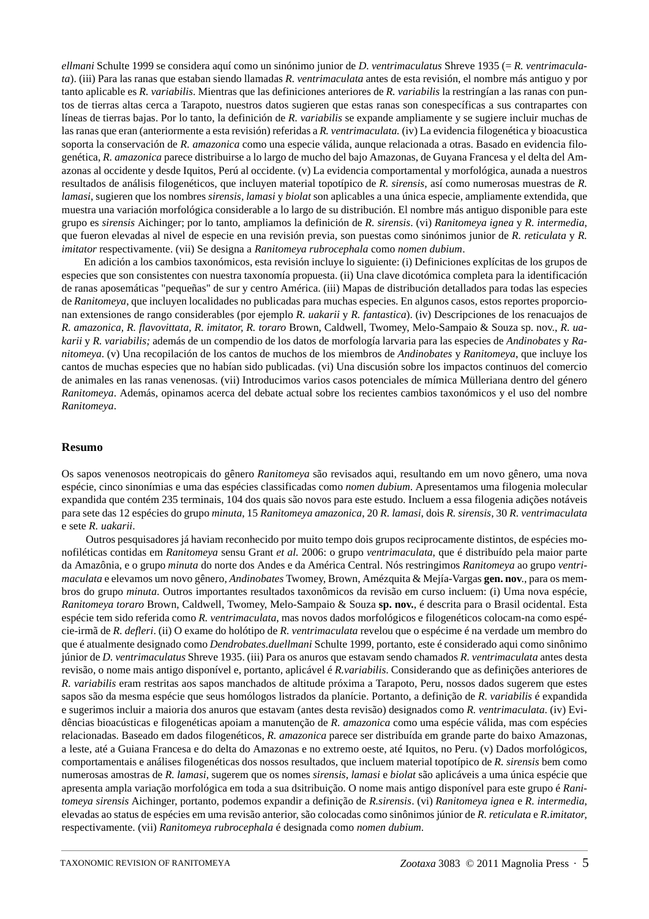*ellmani* Schulte 1999 se considera aquí como un sinónimo junior de *D. ventrimaculatus* Shreve 1935 (= *R. ventrimaculata*). (iii) Para las ranas que estaban siendo llamadas *R. ventrimaculata* antes de esta revisión, el nombre más antiguo y por tanto aplicable es *R. variabilis*. Mientras que las definiciones anteriores de *R. variabilis* la restringían a las ranas con puntos de tierras altas cerca a Tarapoto, nuestros datos sugieren que estas ranas son conespecíficas a sus contrapartes con líneas de tierras bajas. Por lo tanto, la definición de *R. variabilis* se expande ampliamente y se sugiere incluir muchas de las ranas que eran (anteriormente a esta revisión) referidas a *R. ventrimaculata.* (iv) La evidencia filogenética y bioacustica soporta la conservación de *R. amazonica* como una especie válida, aunque relacionada a otras. Basado en evidencia filogenética, *R. amazonica* parece distribuirse a lo largo de mucho del bajo Amazonas, de Guyana Francesa y el delta del Amazonas al occidente y desde Iquitos, Perú al occidente. (v) La evidencia comportamental y morfológica, aunada a nuestros resultados de análisis filogenéticos, que incluyen material topotípico de *R. sirensis*, así como numerosas muestras de *R. lamasi*, sugieren que los nombres *sirensis*, *lamasi* y *biolat* son aplicables a una única especie, ampliamente extendida, que muestra una variación morfológica considerable a lo largo de su distribución. El nombre más antiguo disponible para este grupo es *sirensis* Aichinger; por lo tanto, ampliamos la definición de *R. sirensis*. (vi) *Ranitomeya ignea* y *R. intermedia*, que fueron elevadas al nivel de especie en una revisión previa, son puestas como sinónimos junior de *R. reticulata* y *R. imitator* respectivamente. (vii) Se designa a *Ranitomeya rubrocephala* como *nomen dubium*.

En adición a los cambios taxonómicos, esta revisión incluye lo siguiente: (i) Definiciones explícitas de los grupos de especies que son consistentes con nuestra taxonomía propuesta. (ii) Una clave dicotómica completa para la identificación de ranas aposemáticas "pequeñas" de sur y centro América. (iii) Mapas de distribución detallados para todas las especies de *Ranitomeya*, que incluyen localidades no publicadas para muchas especies. En algunos casos, estos reportes proporcionan extensiones de rango considerables (por ejemplo *R. uakarii* y *R. fantastica*). (iv) Descripciones de los renacuajos de *R. amazonica, R. flavovittata, R. imitator, R. toraro* Brown, Caldwell, Twomey, Melo-Sampaio & Souza sp. nov., *R. uakarii* y *R. variabilis;* además de un compendio de los datos de morfología larvaria para las especies de *Andinobates* y *Ranitomeya*. (v) Una recopilación de los cantos de muchos de los miembros de *Andinobates* y *Ranitomeya*, que incluye los cantos de muchas especies que no habían sido publicadas. (vi) Una discusión sobre los impactos continuos del comercio de animales en las ranas venenosas. (vii) Introducimos varios casos potenciales de mímica Mülleriana dentro del género *Ranitomeya*. Además, opinamos acerca del debate actual sobre los recientes cambios taxonómicos y el uso del nombre *Ranitomeya*.

## Resumo

Os sapos venenosos neotropicais do gênero *Ranitomeya* são revisados aqui, resultando em um novo gênero, uma nova espécie, cinco sinonímias e uma das espécies classificadas como *nomen dubium*. Apresentamos uma filogenia molecular expandida que contém 235 terminais, 104 dos quais são novos para este estudo. Incluem a essa filogenia adições notáveis para sete das 12 espécies do grupo *minuta*, 15 *Ranitomeya amazonica*, 20 *R. lamasi*, dois *R. sirensis*, 30 *R. ventrimaculata* e sete *R. uakarii*.

Outros pesquisadores já haviam reconhecido por muito tempo dois grupos reciprocamente distintos, de espécies monofiléticas contidas em *Ranitomeya* sensu Grant *et al.* 2006: o grupo *ventrimaculata*, que é distribuído pela maior parte da Amazônia, e o grupo *minuta* do norte dos Andes e da América Central. Nós restringimos *Ranitomeya* ao grupo *ventrimaculata* e elevamos um novo gênero, *Andinobates* Twomey, Brown, Amézquita & Mejía-Vargas **gen. nov**., para os membros do grupo *minuta*. Outros importantes resultados taxonômicos da revisão em curso incluem: (i) Uma nova espécie, *Ranitomeya toraro* Brown, Caldwell, Twomey, Melo-Sampaio & Souza **sp. nov.**, é descrita para o Brasil ocidental. Esta espécie tem sido referida como *R. ventrimaculata*, mas novos dados morfológicos e filogenéticos colocam-na como espécie-irmã de *R. defleri*. (ii) O exame do holótipo de *R. ventrimaculata* revelou que o espécime é na verdade um membro do que é atualmente designado como *Dendrobates.duellmani* Schulte 1999, portanto, este é considerado aqui como sinônimo júnior de *D. ventrimaculatus* Shreve 1935. (iii) Para os anuros que estavam sendo chamados *R. ventrimaculata* antes desta revisão, o nome mais antigo disponível e, portanto, aplicável é *R.variabilis*. Considerando que as definições anteriores de *R. variabilis* eram restritas aos sapos manchados de altitude próxima a Tarapoto, Peru, nossos dados sugerem que estes sapos são da mesma espécie que seus homólogos listrados da planície. Portanto, a definição de *R. variabilis* é expandida e sugerimos incluir a maioria dos anuros que estavam (antes desta revisão) designados como *R. ventrimaculata*. (iv) Evidências bioacústicas e filogenéticas apoiam a manutenção de *R. amazonica* como uma espécie válida, mas com espécies relacionadas. Baseado em dados filogenéticos, *R. amazonica* parece ser distribuída em grande parte do baixo Amazonas, a leste, até a Guiana Francesa e do delta do Amazonas e no extremo oeste, até Iquitos, no Peru. (v) Dados morfológicos, comportamentais e análises filogenéticas dos nossos resultados, que incluem material topotípico de *R. sirensis* bem como numerosas amostras de *R. lamasi*, sugerem que os nomes *sirensis*, *lamasi* e *biolat* são aplicáveis a uma única espécie que apresenta ampla variação morfológica em toda a sua dsitribuição. O nome mais antigo disponível para este grupo é *Ranitomeya sirensis* Aichinger, portanto, podemos expandir a definição de *R.sirensis*. (vi) *Ranitomeya ignea* e *R. intermedia*, elevadas ao status de espécies em uma revisão anterior, são colocadas como sinônimos júnior de *R. reticulata* e *R.imitator*, respectivamente. (vii) *Ranitomeya rubrocephala* é designada como *nomen dubium*.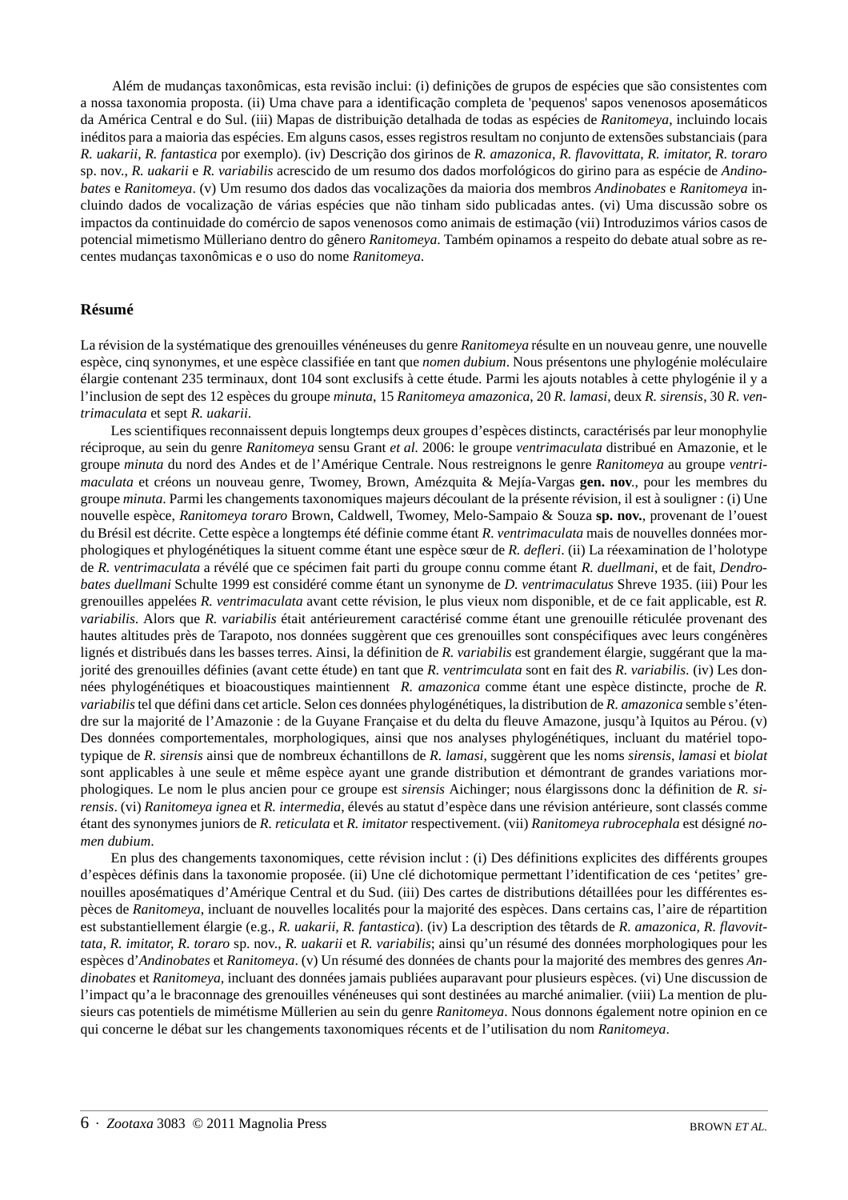Além de mudanças taxonômicas, esta revisão inclui: (i) definições de grupos de espécies que são consistentes com a nossa taxonomia proposta. (ii) Uma chave para a identificação completa de 'pequenos' sapos venenosos aposemáticos da América Central e do Sul. (iii) Mapas de distribuição detalhada de todas as espécies de *Ranitomeya*, incluindo locais inéditos para a maioria das espécies. Em alguns casos, esses registros resultam no conjunto de extensões substanciais (para *R. uakarii*, *R. fantastica* por exemplo). (iv) Descrição dos girinos de *R. amazonica*, *R. flavovittata*, *R. imitator*, *R. toraro* sp. nov., *R. uakarii* e *R. variabilis* acrescido de um resumo dos dados morfológicos do girino para as espécie de *Andinobates* e *Ranitomeya*. (v) Um resumo dos dados das vocalizações da maioria dos membros *Andinobates* e *Ranitomeya* incluindo dados de vocalização de várias espécies que não tinham sido publicadas antes. (vi) Uma discussão sobre os impactos da continuidade do comércio de sapos venenosos como animais de estimação (vii) Introduzimos vários casos de potencial mimetismo Mülleriano dentro do gênero *Ranitomeya*. Também opinamos a respeito do debate atual sobre as recentes mudanças taxonômicas e o uso do nome *Ranitomeya*.

## Résumé

La révision de la systématique des grenouilles vénéneuses du genre *Ranitomeya* résulte en un nouveau genre, une nouvelle espèce, cinq synonymes, et une espèce classifiée en tant que *nomen dubium*. Nous présentons une phylogénie moléculaire élargie contenant 235 terminaux, dont 104 sont exclusifs à cette étude. Parmi les ajouts notables à cette phylogénie il y a l'inclusion de sept des 12 espèces du groupe *minuta*, 15 *Ranitomeya amazonica*, 20 *R. lamasi*, deux *R. sirensis*, 30 *R. ventrimaculata* et sept *R. uakarii*.

Les scientifiques reconnaissent depuis longtemps deux groupes d'espèces distincts, caractérisés par leur monophylie réciproque, au sein du genre *Ranitomeya* sensu Grant *et al.* 2006: le groupe *ventrimaculata* distribué en Amazonie, et le groupe *minuta* du nord des Andes et de l'Amérique Centrale. Nous restreignons le genre *Ranitomeya* au groupe *ventrimaculata* et créons un nouveau genre, Twomey, Brown, Amézquita & Mejía-Vargas **gen. nov**., pour les membres du groupe *minuta*. Parmi les changements taxonomiques majeurs découlant de la présente révision, il est à souligner : (i) Une nouvelle espèce, *Ranitomeya toraro* Brown, Caldwell, Twomey, Melo-Sampaio & Souza **sp. nov.**, provenant de l'ouest du Brésil est décrite. Cette espèce a longtemps été définie comme étant *R. ventrimaculata* mais de nouvelles données morphologiques et phylogénétiques la situent comme étant une espèce sœur de *R. defleri*. (ii) La réexamination de l'holotype de *R. ventrimaculata* a révélé que ce spécimen fait parti du groupe connu comme étant *R. duellmani*, et de fait, *Dendrobates duellmani* Schulte 1999 est considéré comme étant un synonyme de *D. ventrimaculatus* Shreve 1935. (iii) Pour les grenouilles appelées *R. ventrimaculata* avant cette révision, le plus vieux nom disponible, et de ce fait applicable, est *R. variabilis*. Alors que *R. variabilis* était antérieurement caractérisé comme étant une grenouille réticulée provenant des hautes altitudes près de Tarapoto, nos données suggèrent que ces grenouilles sont conspécifiques avec leurs congénères lignés et distribués dans les basses terres. Ainsi, la définition de *R. variabilis* est grandement élargie, suggérant que la majorité des grenouilles définies (avant cette étude) en tant que *R. ventrimculata* sont en fait des *R. variabilis*. (iv) Les données phylogénétiques et bioacoustiques maintiennent *R. amazonica* comme étant une espèce distincte, proche de *R. variabilis* tel que défini dans cet article. Selon ces données phylogénétiques, la distribution de *R. amazonica* semble s'étendre sur la majorité de l'Amazonie : de la Guyane Française et du delta du fleuve Amazone, jusqu'à Iquitos au Pérou. (v) Des données comportementales, morphologiques, ainsi que nos analyses phylogénétiques, incluant du matériel topotypique de *R. sirensis* ainsi que de nombreux échantillons de *R. lamasi*, suggèrent que les noms *sirensis*, *lamasi* et *biolat* sont applicables à une seule et même espèce ayant une grande distribution et démontrant de grandes variations morphologiques. Le nom le plus ancien pour ce groupe est *sirensis* Aichinger; nous élargissons donc la définition de *R. sirensis*. (vi) *Ranitomeya ignea* et *R. intermedia*, élevés au statut d'espèce dans une révision antérieure, sont classés comme étant des synonymes juniors de *R. reticulata* et *R. imitator* respectivement. (vii) *Ranitomeya rubrocephala* est désigné *nomen dubium*.

En plus des changements taxonomiques, cette révision inclut : (i) Des définitions explicites des différents groupes d'espèces définis dans la taxonomie proposée. (ii) Une clé dichotomique permettant l'identification de ces 'petites' grenouilles aposématiques d'Amérique Central et du Sud. (iii) Des cartes de distributions détaillées pour les différentes espèces de *Ranitomeya*, incluant de nouvelles localités pour la majorité des espèces. Dans certains cas, l'aire de répartition est substantiellement élargie (e.g., *R. uakarii*, *R. fantastica*). (iv) La description des têtards de *R. amazonica*, *R. flavovittata*, *R. imitator*, *R. toraro* sp. nov., *R. uakarii* et *R. variabilis*; ainsi qu'un résumé des données morphologiques pour les espèces d'*Andinobates* et *Ranitomeya*. (v) Un résumé des données de chants pour la majorité des membres des genres *Andinobates* et *Ranitomeya*, incluant des données jamais publiées auparavant pour plusieurs espèces. (vi) Une discussion de l'impact qu'a le braconnage des grenouilles vénéneuses qui sont destinées au marché animalier. (viii) La mention de plusieurs cas potentiels de mimétisme Müllerien au sein du genre *Ranitomeya*. Nous donnons également notre opinion en ce qui concerne le débat sur les changements taxonomiques récents et de l'utilisation du nom *Ranitomeya*.